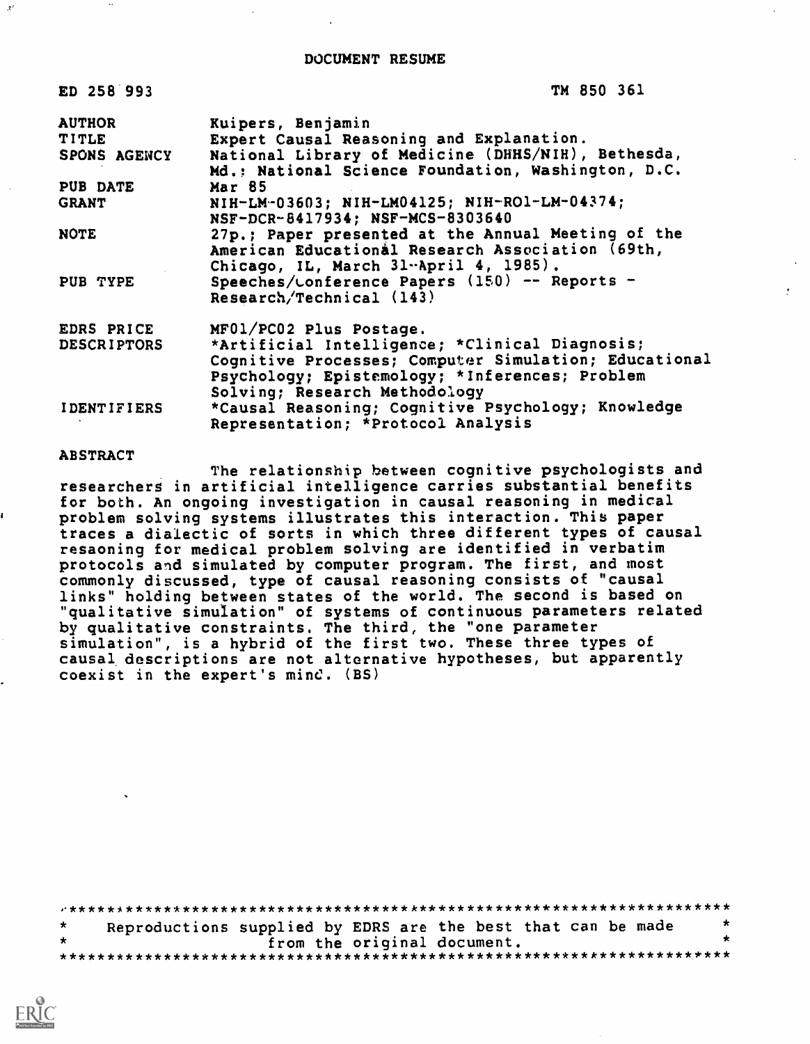# DOCUMENT RESUME

| | |
|---|---|
| ED 258 993 | TM 850 361 |
| AUTHOR | Kuipers, Benjamin |
| TITLE | Expert Causal Reasoning and Explanation. |
| SPONS AGENCY | National Library of Medicine (DHHS/NIH), Bethesda, Md.; National Science Foundation, Washington, D.C. |
| PUB DATE | Mar 85 |
| GRANT | NIH-LM-03603; NIH-LM04125; NIH-RO1-LM-04374; NSF-DCR-8417934; NSF-MCS-8303640 |
| NOTE | 27p.; Paper presented at the Annual Meeting of the American Educational Research Association (69th, Chicago, IL, March 31-April 4, 1985). |
| PUB TYPE | Speeches/Conference Papers (150) -- Reports - Research/Technical (143) |
| EDRS PRICE | MF01/PC02 Plus Postage. |
| DESCRIPTORS | *Artificial Intelligence; *Clinical Diagnosis; Cognitive Processes; Computer Simulation; Educational Psychology; Epistemology; *Inferences; Problem Solving; Research Methodology |
| IDENTIFIERS | *Causal Reasoning; Cognitive Psychology; Knowledge Representation; *Protocol Analysis |

## ABSTRACT

The relationship between cognitive psychologists and researchers in artificial intelligence carries substantial benefits for both. An ongoing investigation in causal reasoning in medical problem solving systems illustrates this interaction. This paper traces a dialectic of sorts in which three different types of causal resaoning for medical problem solving are identified in verbatim protocols and simulated by computer program. The first, and most commonly discussed, type of causal reasoning consists of "causal links" holding between states of the world. The second is based on "qualitative simulation" of systems of continuous parameters related by qualitative constraints. The third, the "one parameter simulation", is a hybrid of the first two. These three types of causal descriptions are not alternative hypotheses, but apparently coexist in the expert's mind. (BS)

***********************************************************************
* Reproductions supplied by EDRS are the best that can be made *
* from the original document. *
***********************************************************************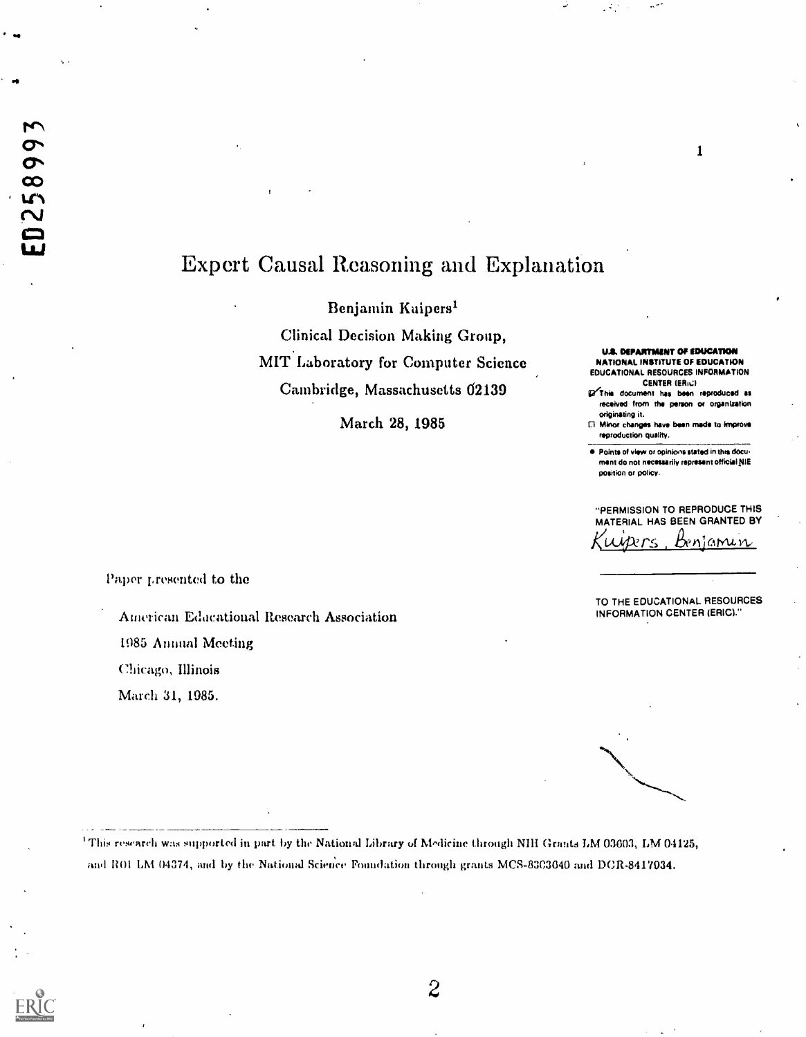# Expert Causal Reasoning and Explanation

Benjamin Kuipers[1]

Clinical Decision Making Group,

MIT Laboratory for Computer Science

Cambridge, Massachusetts 02139

March 28, 1985

U.S. DEPARTMENT OF EDUCATION
NATIONAL INSTITUTE OF EDUCATION
EDUCATIONAL RESOURCES INFORMATION CENTER (ERIC)

- This document has been reproduced as received from the person or organization originating it.
- Minor changes have been made to improve reproduction quality.
- Points of view or opinions stated in this document do not necessarily represent official NIE position or policy.

"PERMISSION TO REPRODUCE THIS MATERIAL HAS BEEN GRANTED BY Kuipers, Benjamin TO THE EDUCATIONAL RESOURCES INFORMATION CENTER (ERIC)."

Paper presented to the

American Educational Research Association

1985 Annual Meeting

Chicago, Illinois

March 31, 1985.

[1] This research was supported in part by the National Library of Medicine through NIH Grants LM 03603, LM 04125, and R01 LM 04374, and by the National Science Foundation through grants MCS-8303040 and DCR-8417034.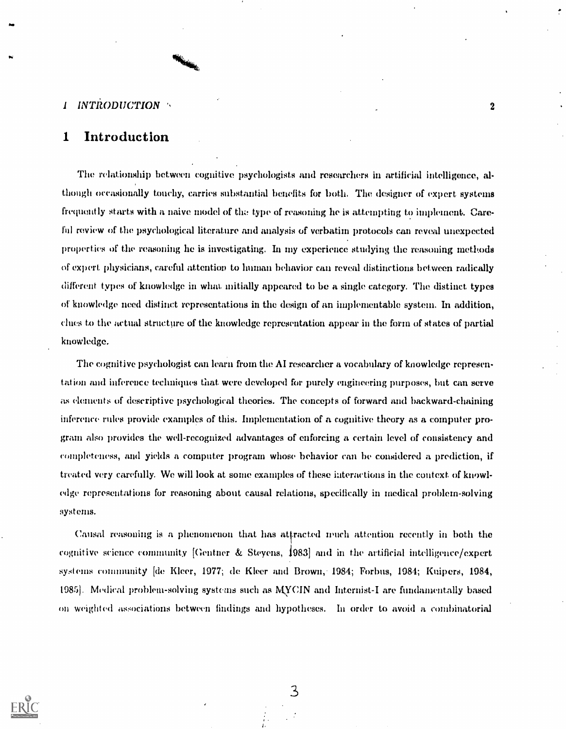# 1 Introduction

The relationship between cognitive psychologists and researchers in artificial intelligence, although occasionally touchy, carries substantial benefits for both. The designer of expert systems frequently starts with a naive model of the type of reasoning he is attempting to implement. Careful review of the psychological literature and analysis of verbatim protocols can reveal unexpected properties of the reasoning he is investigating. In my experience studying the reasoning methods of expert physicians, careful attention to human behavior can reveal distinctions between radically different types of knowledge in what initially appeared to be a single category. The distinct types of knowledge need distinct representations in the design of an implementable system. In addition, clues to the actual structure of the knowledge representation appear in the form of states of partial knowledge.

The cognitive psychologist can learn from the AI researcher a vocabulary of knowledge representation and inference techniques that were developed for purely engineering purposes, but can serve as elements of descriptive psychological theories. The concepts of forward and backward-chaining inference rules provide examples of this. Implementation of a cognitive theory as a computer program also provides the well-recognized advantages of enforcing a certain level of consistency and completeness, and yields a computer program whose behavior can be considered a prediction, if treated very carefully. We will look at some examples of these interactions in the context of knowledge representations for reasoning about causal relations, specifically in medical problem-solving systems.

Causal reasoning is a phenomenon that has attracted much attention recently in both the cognitive science community [Gentner & Stevens, 1983] and in the artificial intelligence/expert systems community [de Kleer, 1977; de Kleer and Brown, 1984; Forbus, 1984; Kuipers, 1984, 1985]. Medical problem-solving systems such as MYCIN and Internist-I are fundamentally based on weighted associations between findings and hypotheses. In order to avoid a combinatorial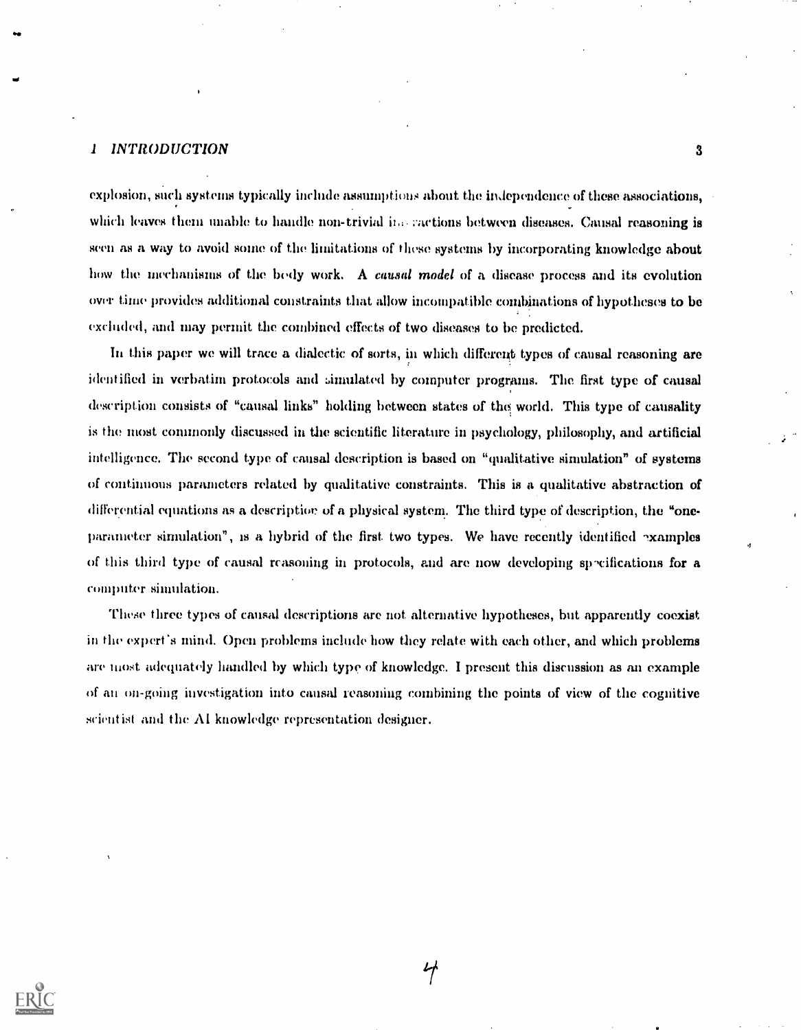explosion, such systems typically include assumptions about the independence of these associations, which leaves them unable to handle non-trivial interactions between diseases. Causal reasoning is seen as a way to avoid some of the limitations of these systems by incorporating knowledge about how the mechanisms of the body work. A *causal model* of a disease process and its evolution over time provides additional constraints that allow incompatible combinations of hypotheses to be excluded, and may permit the combined effects of two diseases to be predicted.

In this paper we will trace a dialectic of sorts, in which different types of causal reasoning are identified in verbatim protocols and simulated by computer programs. The first type of causal description consists of "causal links" holding between states of the world. This type of causality is the most commonly discussed in the scientific literature in psychology, philosophy, and artificial intelligence. The second type of causal description is based on "qualitative simulation" of systems of continuous parameters related by qualitative constraints. This is a qualitative abstraction of differential equations as a description of a physical system. The third type of description, the "one-parameter simulation", is a hybrid of the first two types. We have recently identified examples of this third type of causal reasoning in protocols, and are now developing specifications for a computer simulation.

These three types of causal descriptions are not alternative hypotheses, but apparently coexist in the expert's mind. Open problems include how they relate with each other, and which problems are most adequately handled by which type of knowledge. I present this discussion as an example of an on-going investigation into causal reasoning combining the points of view of the cognitive scientist and the AI knowledge representation designer.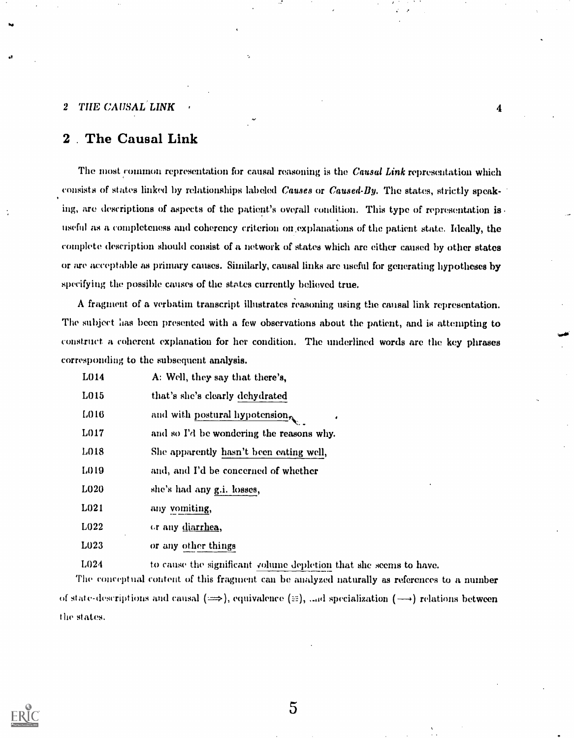## 2 The Causal Link

The most common representation for causal reasoning is the *Causal Link* representation which consists of states linked by relationships labeled *Causes* or *Caused-By*. The states, strictly speaking, are descriptions of aspects of the patient's overall condition. This type of representation is useful as a completeness and coherency criterion on explanations of the patient state. Ideally, the complete description should consist of a network of states which are either caused by other states or are acceptable as primary causes. Similarly, causal links are useful for generating hypotheses by specifying the possible causes of the states currently believed true.

A fragment of a verbatim transcript illustrates reasoning using the causal link representation. The subject has been presented with a few observations about the patient, and is attempting to construct a coherent explanation for her condition. The underlined words are the key phrases corresponding to the subsequent analysis.

| | |
|---|---|
| L014 | A: Well, they say that there's, |
| L015 | that's she's clearly <u>dehydrated</u> |
| L016 | and with <u>postural hypotension</u>, |
| L017 | and so I'd be wondering the reasons why. |
| L018 | She apparently <u>hasn't been eating well</u>, |
| L019 | and, and I'd be concerned of whether |
| L020 | she's had any <u>g.i. losses</u>, |
| L021 | any <u>vomiting</u>, |
| L022 | or any <u>diarrhea</u>, |
| L023 | or any <u>other things</u> |
| L024 | to cause the significant <u>volume depletion</u> that she seems to have. |

The conceptual content of this fragment can be analyzed naturally as references to a number of state-descriptions and causal ($\Longrightarrow$), equivalence ($\equiv$), and specialization ($\longrightarrow$) relations between the states.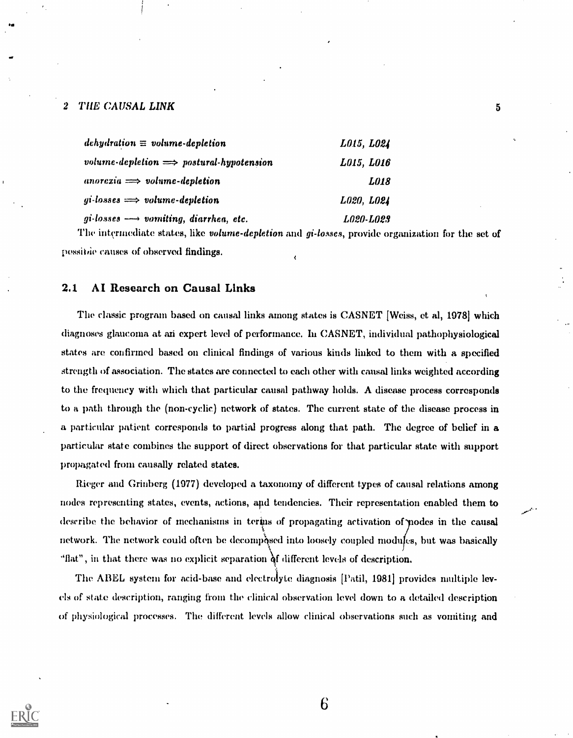| | |
|---|---|
| *dehydration* ≡ *volume-depletion* | *L015, L024* |
| *volume-depletion* ⟹ *postural-hypotension* | *L015, L016* |
| *anorexia* ⟹ *volume-depletion* | *L018* |
| *gi-losses* ⟹ *volume-depletion* | *L020, L024* |
| *gi-losses* ⟶ *vomiting, diarrhea, etc.* | *L020-L023* |

The intermediate states, like ***volume-depletion*** and ***gi-losses***, provide organization for the set of possible causes of observed findings.

## 2.1 AI Research on Causal Links

The classic program based on causal links among states is CASNET [Weiss, et al, 1978] which diagnoses glaucoma at an expert level of performance. In CASNET, individual pathophysiological states are confirmed based on clinical findings of various kinds linked to them with a specified strength of association. The states are connected to each other with causal links weighted according to the frequency with which that particular causal pathway holds. A disease process corresponds to a path through the (non-cyclic) network of states. The current state of the disease process in a particular patient corresponds to partial progress along that path. The degree of belief in a particular state combines the support of direct observations for that particular state with support propagated from causally related states.

Rieger and Grinberg (1977) developed a taxonomy of different types of causal relations among nodes representing states, events, actions, and tendencies. Their representation enabled them to describe the behavior of mechanisms in terms of propagating activation of nodes in the causal network. The network could often be decomposed into loosely coupled modules, but was basically "flat", in that there was no explicit separation of different levels of description.

The ABEL system for acid-base and electrolyte diagnosis [Patil, 1981] provides multiple levels of state description, ranging from the clinical observation level down to a detailed description of physiological processes. The different levels allow clinical observations such as vomiting and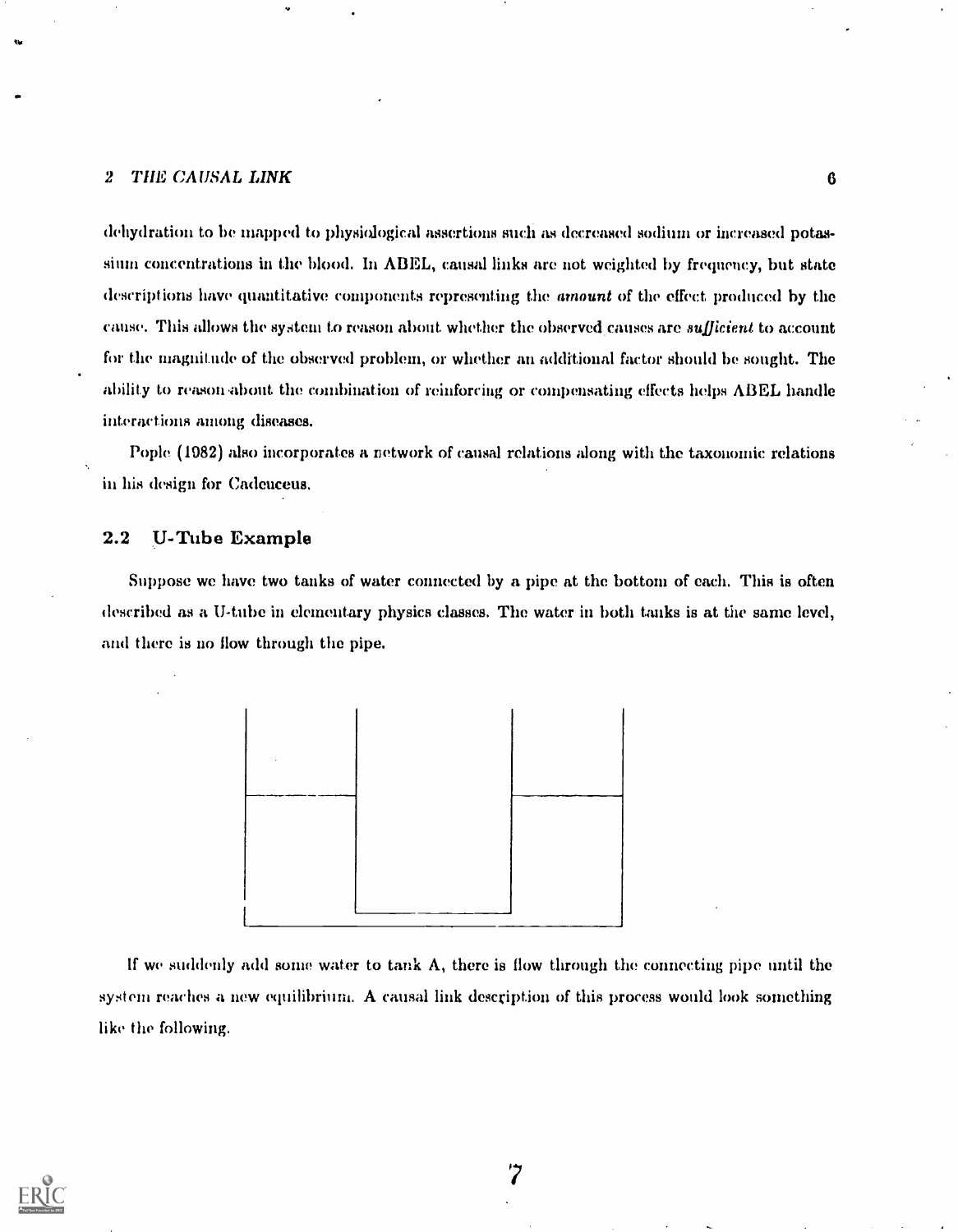dehydration to be mapped to physiological assertions such as decreased sodium or increased potassium concentrations in the blood. In ABEL, causal links are not weighted by frequency, but state descriptions have quantitative components representing the *amount* of the effect produced by the cause. This allows the system to reason about whether the observed causes are *sufficient* to account for the magnitude of the observed problem, or whether an additional factor should be sought. The ability to reason about the combination of reinforcing or compensating effects helps ABEL handle interactions among diseases.

Pople (1982) also incorporates a network of causal relations along with the taxonomic relations in his design for Cadeuceus.

### 2.2 U-Tube Example

Suppose we have two tanks of water connected by a pipe at the bottom of each. This is often described as a U-tube in elementary physics classes. The water in both tanks is at the same level, and there is no flow through the pipe.

If we suddenly add some water to tank A, there is flow through the connecting pipe until the system reaches a new equilibrium. A causal link description of this process would look something like the following.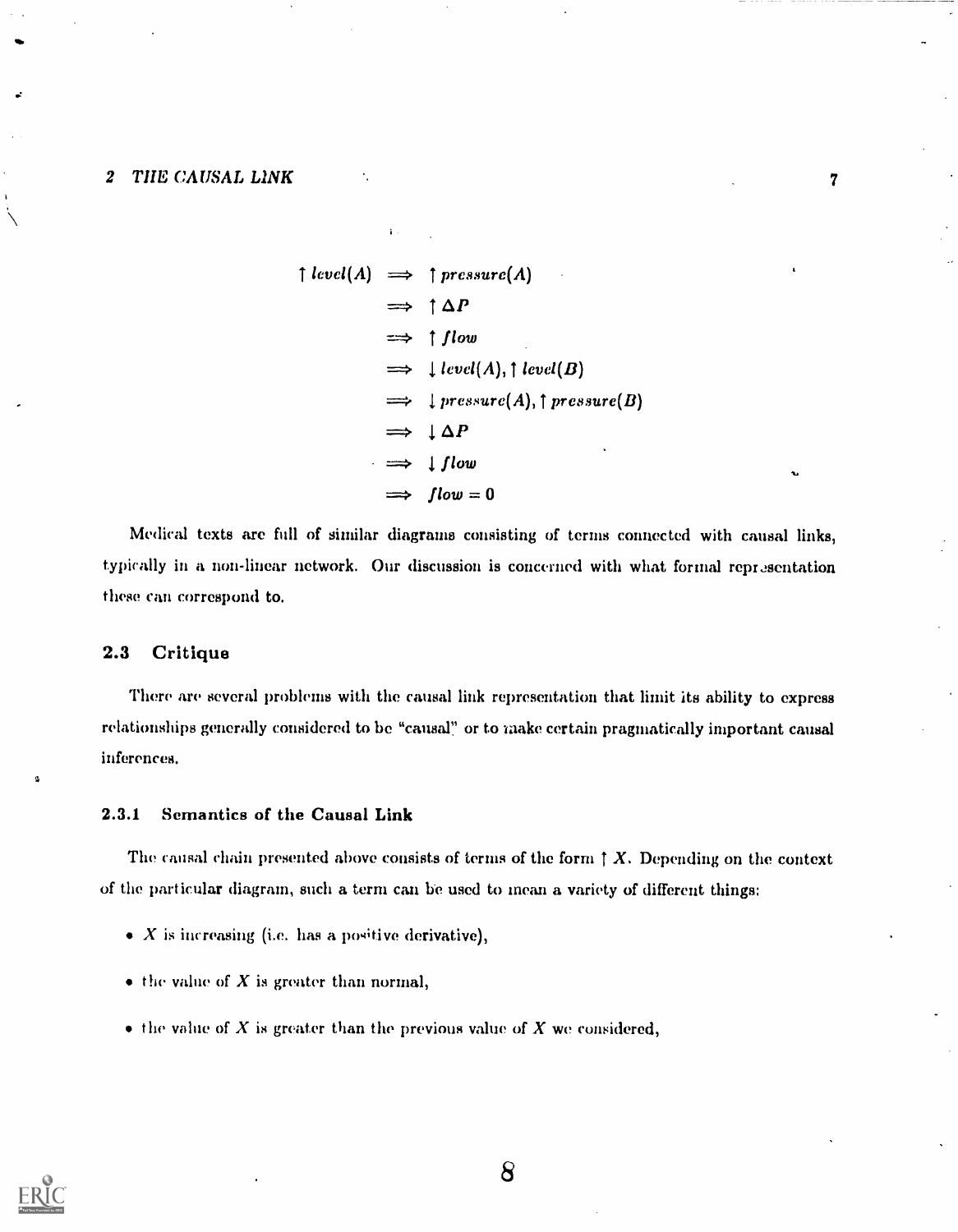$$
\begin{aligned}
\uparrow level(A) &\implies \uparrow pressure(A) \\
&\implies \uparrow \Delta P \\
&\implies \uparrow flow \\
&\implies \downarrow level(A), \uparrow level(B) \\
&\implies \downarrow pressure(A), \uparrow pressure(B) \\
&\implies \downarrow \Delta P \\
&\implies \downarrow flow \\
&\implies flow = 0
\end{aligned}
$$

Medical texts are full of similar diagrams consisting of terms connected with causal links, typically in a non-linear network. Our discussion is concerned with what formal representation these can correspond to.

### 2.3 Critique

There are several problems with the causal link representation that limit its ability to express relationships generally considered to be "causal" or to make certain pragmatically important causal inferences.

#### 2.3.1 Semantics of the Causal Link

The causal chain presented above consists of terms of the form $\uparrow X$. Depending on the context of the particular diagram, such a term can be used to mean a variety of different things:

- $X$ is increasing (i.e. has a positive derivative),
- the value of $X$ is greater than normal,
- the value of $X$ is greater than the previous value of $X$ we considered,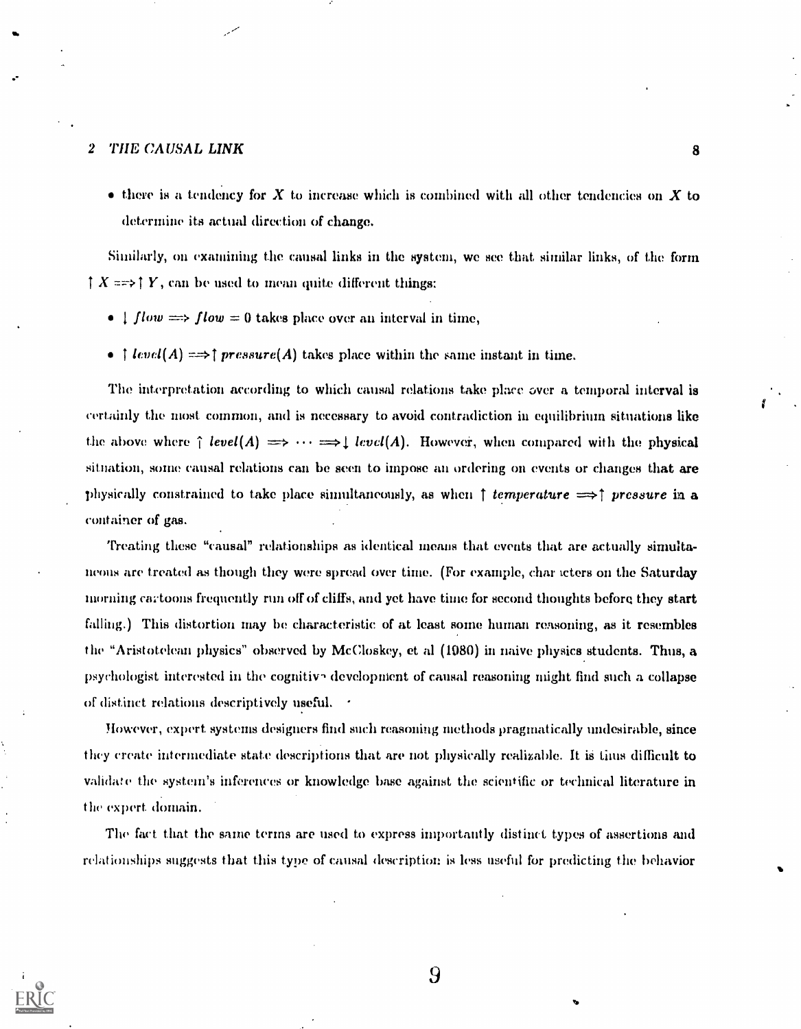- there is a tendency for $X$ to increase which is combined with all other tendencies on $X$ to determine its actual direction of change.

Similarly, on examining the causal links in the system, we see that similar links, of the form $\uparrow X \Longrightarrow \uparrow Y$, can be used to mean quite different things:

- $\downarrow flow \Longrightarrow flow = 0$ takes place over an interval in time,
- $\uparrow level(A) \Longrightarrow \uparrow pressure(A)$ takes place within the same instant in time.

The interpretation according to which causal relations take place over a temporal interval is certainly the most common, and is necessary to avoid contradiction in equilibrium situations like the above where $\uparrow level(A) \Longrightarrow \cdots \Longrightarrow \downarrow level(A)$. However, when compared with the physical situation, some causal relations can be seen to impose an ordering on events or changes that are physically constrained to take place simultaneously, as when $\uparrow temperature \Longrightarrow \uparrow pressure$ in a container of gas.

Treating these "causal" relationships as identical means that events that are actually simultaneous are treated as though they were spread over time. (For example, characters on the Saturday morning cartoons frequently run off of cliffs, and yet have time for second thoughts before they start falling.) This distortion may be characteristic of at least some human reasoning, as it resembles the "Aristotelean physics" observed by McCloskey, et al (1980) in naive physics students. Thus, a psychologist interested in the cognitive development of causal reasoning might find such a collapse of distinct relations descriptively useful.

However, expert systems designers find such reasoning methods pragmatically undesirable, since they create intermediate state descriptions that are not physically realizable. It is thus difficult to validate the system's inferences or knowledge base against the scientific or technical literature in the expert domain.

The fact that the same terms are used to express importantly distinct types of assertions and relationships suggests that this type of causal description is less useful for predicting the behavior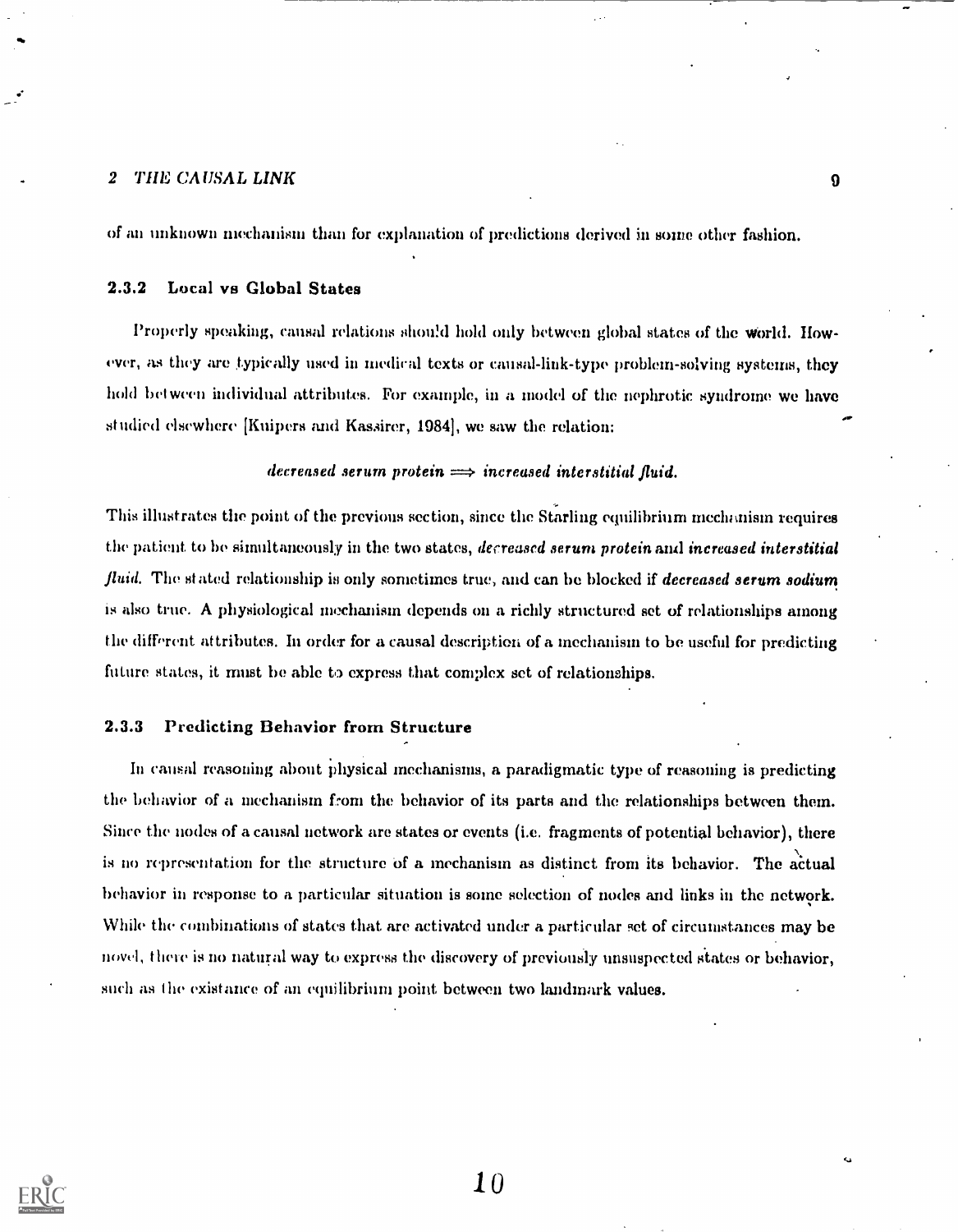of an unknown mechanism than for explanation of predictions derived in some other fashion.

### 2.3.2 Local vs Global States

Properly speaking, causal relations should hold only between global states of the world. However, as they are typically used in medical texts or causal-link-type problem-solving systems, they hold between individual attributes. For example, in a model of the nephrotic syndrome we have studied elsewhere [Kuipers and Kassirer, 1984], we saw the relation:

$$\textit{decreased serum protein} \Longrightarrow \textit{increased interstitial fluid}.$$

This illustrates the point of the previous section, since the Starling equilibrium mechanism requires the patient to be simultaneously in the two states, *decreased serum protein* and *increased interstitial fluid*. The stated relationship is only sometimes true, and can be blocked if *decreased serum sodium* is also true. A physiological mechanism depends on a richly structured set of relationships among the different attributes. In order for a causal description of a mechanism to be useful for predicting future states, it must be able to express that complex set of relationships.

### 2.3.3 Predicting Behavior from Structure

In causal reasoning about physical mechanisms, a paradigmatic type of reasoning is predicting the behavior of a mechanism from the behavior of its parts and the relationships between them. Since the nodes of a causal network are states or events (i.e. fragments of potential behavior), there is no representation for the structure of a mechanism as distinct from its behavior. The actual behavior in response to a particular situation is some selection of nodes and links in the network. While the combinations of states that are activated under a particular set of circumstances may be novel, there is no natural way to express the discovery of previously unsuspected states or behavior, such as the existance of an equilibrium point between two landmark values.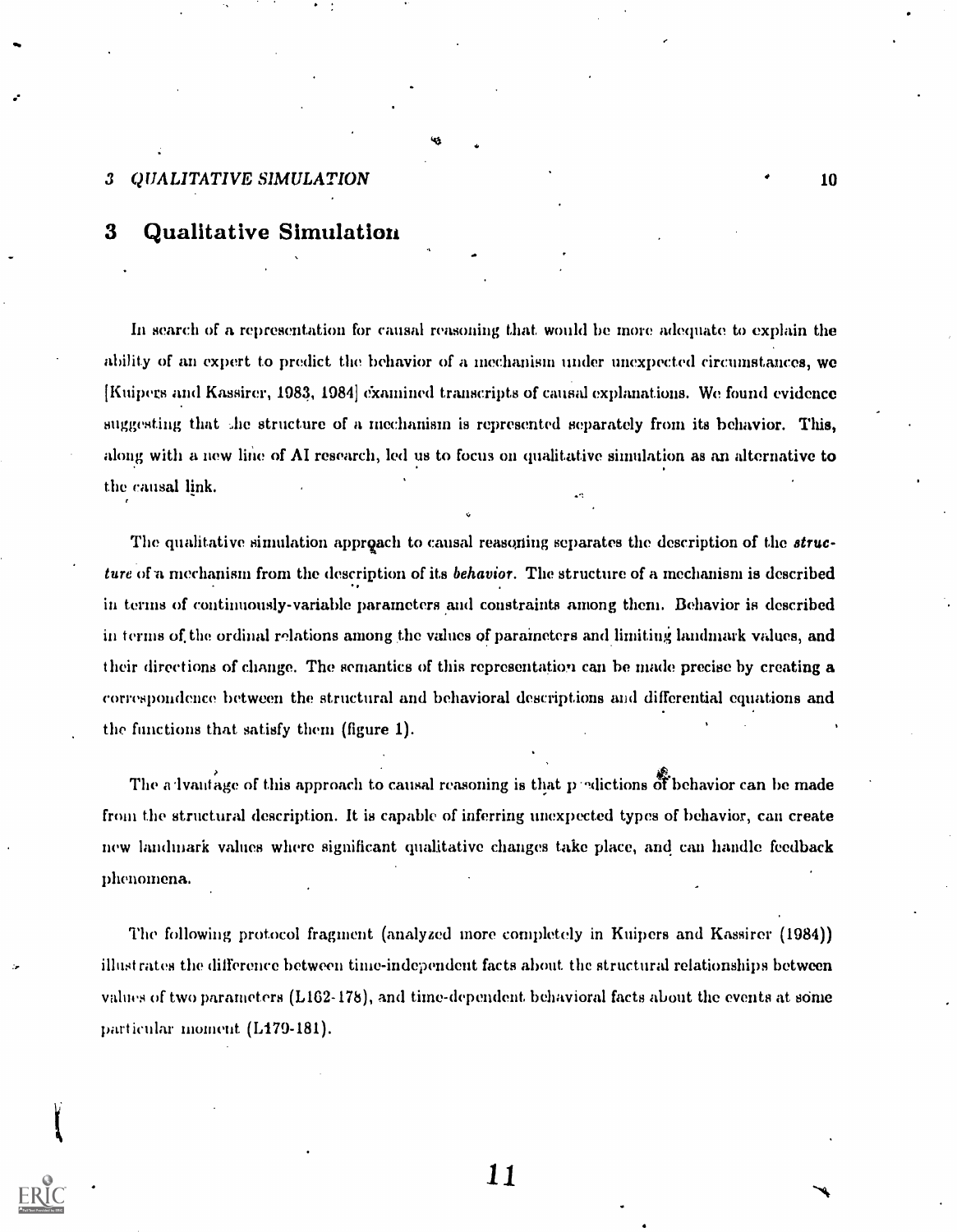# 3 Qualitative Simulation

In search of a representation for causal reasoning that would be more adequate to explain the ability of an expert to predict the behavior of a mechanism under unexpected circumstances, we [Kuipers and Kassirer, 1983, 1984] examined transcripts of causal explanations. We found evidence suggesting that the structure of a mechanism is represented separately from its behavior. This, along with a new line of AI research, led us to focus on qualitative simulation as an alternative to the causal link.

The qualitative simulation approach to causal reasoning separates the description of the *structure* of a mechanism from the description of its *behavior*. The structure of a mechanism is described in terms of continuously-variable parameters and constraints among them. Behavior is described in terms of the ordinal relations among the values of parameters and limiting landmark values, and their directions of change. The semantics of this representation can be made precise by creating a correspondence between the structural and behavioral descriptions and differential equations and the functions that satisfy them (figure 1).

The advantage of this approach to causal reasoning is that predictions of behavior can be made from the structural description. It is capable of inferring unexpected types of behavior, can create new landmark values where significant qualitative changes take place, and can handle feedback phenomena.

The following protocol fragment (analyzed more completely in Kuipers and Kassirer (1984)) illustrates the difference between time-independent facts about the structural relationships between values of two parameters (L162-178), and time-dependent behavioral facts about the events at some particular moment (L179-181).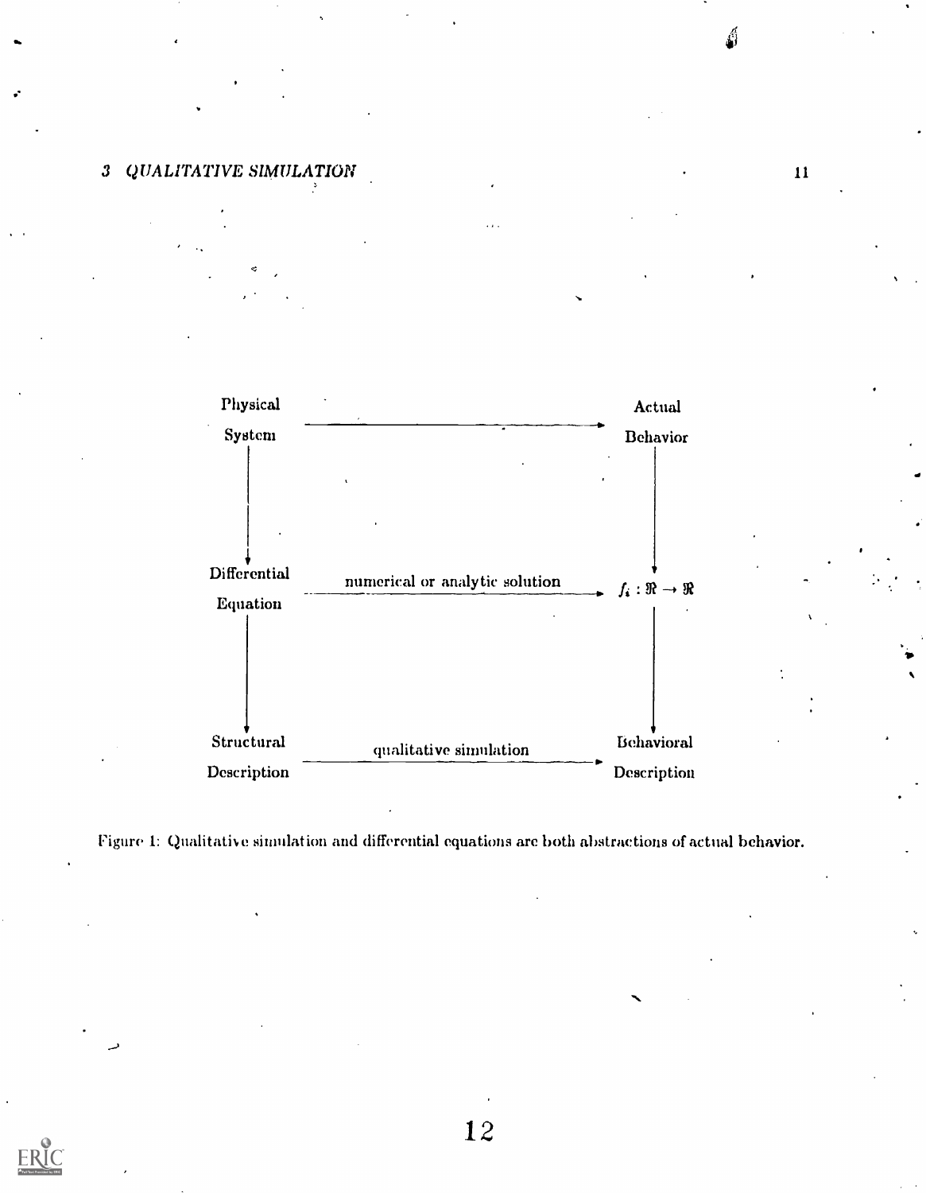Physical System → Actual Behavior

Differential Equation —numerical or analytic solution→ $f_i : \Re \to \Re$

Structural Description —qualitative simulation→ Behavioral Description

Figure 1: Qualitative simulation and differential equations are both abstractions of actual behavior.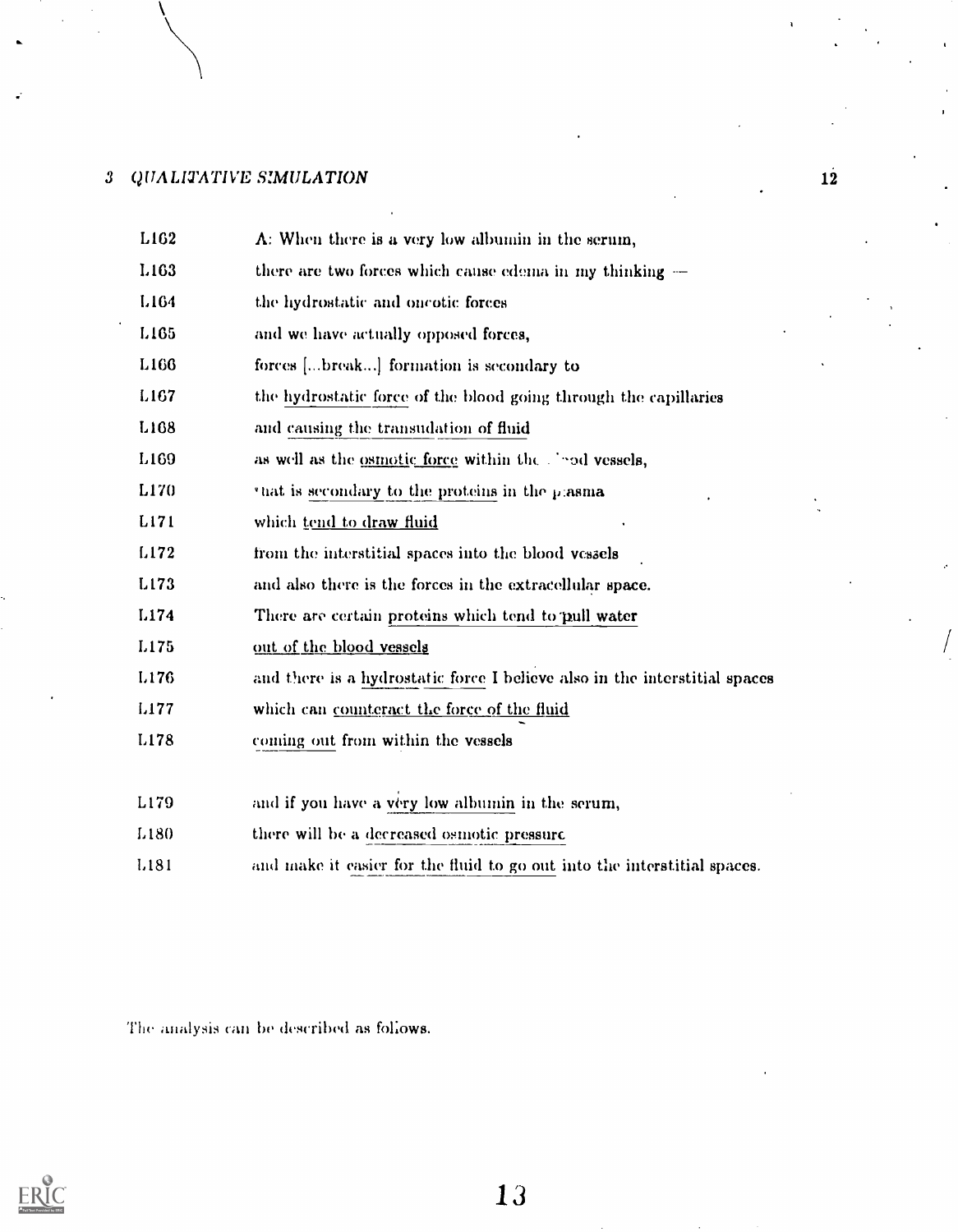| | |
|---|---|
| L162 | A: When there is a very low albumin in the serum, |
| L163 | there are two forces which cause edema in my thinking — |
| L164 | the hydrostatic and oncotic forces |
| L165 | and we have actually opposed forces, |
| L166 | forces [...break...] formation is secondary to |
| L167 | the hydrostatic force of the blood going through the capillaries |
| L168 | and causing the transudation of fluid |
| L169 | as well as the osmotic force within the blood vessels, |
| L170 | that is secondary to the proteins in the plasma |
| L171 | which tend to draw fluid |
| L172 | from the interstitial spaces into the blood vessels |
| L173 | and also there is the forces in the extracellular space. |
| L174 | There are certain proteins which tend to pull water |
| L175 | out of the blood vessels |
| L176 | and there is a hydrostatic force I believe also in the interstitial spaces |
| L177 | which can counteract the force of the fluid |
| L178 | coming out from within the vessels |
| | |
| L179 | and if you have a very low albumin in the serum, |
| L180 | there will be a decreased osmotic pressure |
| L181 | and make it easier for the fluid to go out into the interstitial spaces. |

The analysis can be described as follows.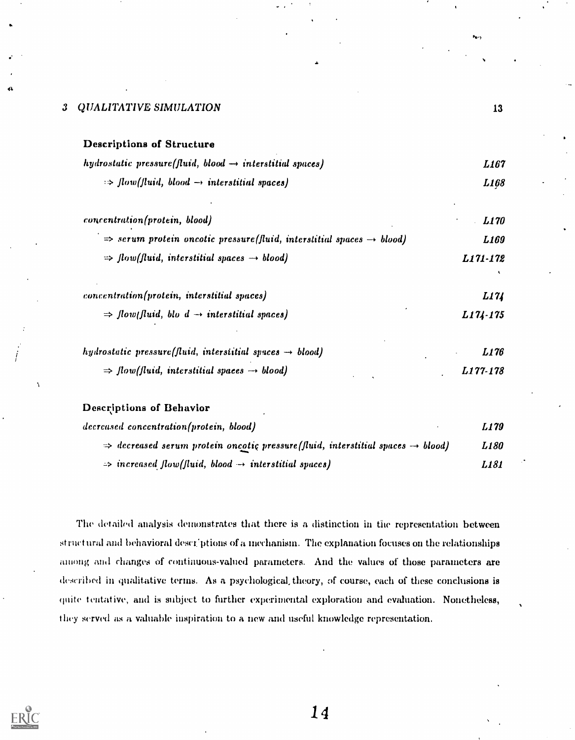**Descriptions of Structure**

| | |
|---|---|
| *hydrostatic pressure(fluid, blood → interstitial spaces)* | *L167* |
| ⇒ *flow(fluid, blood → interstitial spaces)* | *L168* |
| *concentration(protein, blood)* | *L170* |
| ⇒ *serum protein oncotic pressure(fluid, interstitial spaces → blood)* | *L169* |
| ⇒ *flow(fluid, interstitial spaces → blood)* | *L171-172* |
| *concentration(protein, interstitial spaces)* | *L174* |
| ⇒ *flow(fluid, blo d → interstitial spaces)* | *L174-175* |
| *hydrostatic pressure(fluid, interstitial spaces → blood)* | *L176* |
| ⇒ *flow(fluid, interstitial spaces → blood)* | *L177-178* |

**Descriptions of Behavior**

| | |
|---|---|
| *decreased concentration(protein, blood)* | *L179* |
| ⇒ *decreased serum protein oncotic pressure(fluid, interstitial spaces → blood)* | *L180* |
| ⇒ *increased flow(fluid, blood → interstitial spaces)* | *L181* |

The detailed analysis demonstrates that there is a distinction in the representation between structural and behavioral desci ptions of a mechanism. The explanation focuses on the relationships among and changes of continuous-valued parameters. And the values of those parameters are described in qualitative terms. As a psychological theory, of course, each of these conclusions is quite tentative, and is subject to further experimental exploration and evaluation. Nonetheless, they served as a valuable inspiration to a new and useful knowledge representation.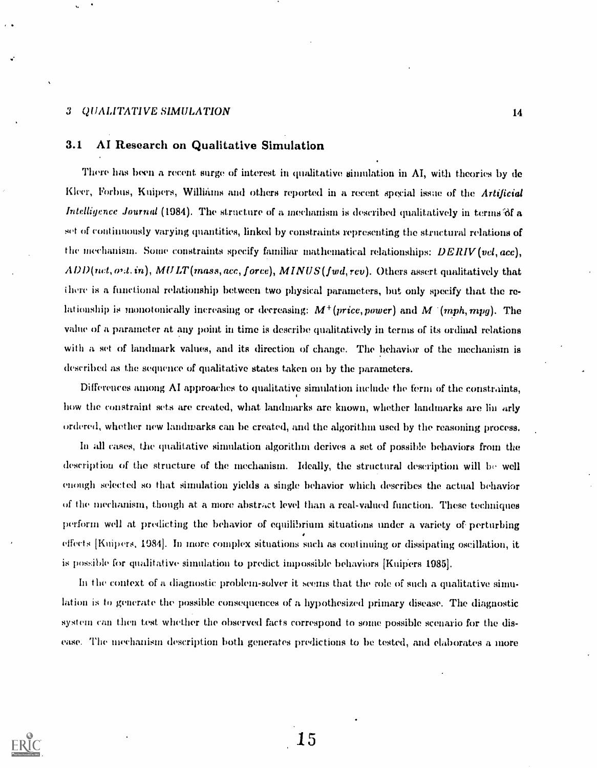### 3.1 AI Research on Qualitative Simulation

There has been a recent surge of interest in qualitative simulation in AI, with theories by de Kleer, Forbus, Kuipers, Williams and others reported in a recent special issue of the *Artificial Intelligence Journal* (1984). The structure of a mechanism is described qualitatively in terms of a set of continuously varying quantities, linked by constraints representing the structural relations of the mechanism. Some constraints specify familiar mathematical relationships: $DERIV(vel, acc)$, $ADD(net, out, in)$, $MULT(mass, acc, force)$, $MINUS(fwd, rev)$. Others assert qualitatively that there is a functional relationship between two physical parameters, but only specify that the relationship is monotonically increasing or decreasing: $M^+(price, power)$ and $M^-(mph, mpg)$. The value of a parameter at any point in time is describe qualitatively in terms of its ordinal relations with a set of landmark values, and its direction of change. The behavior of the mechanism is described as the sequence of qualitative states taken on by the parameters.

Differences among AI approaches to qualitative simulation include the form of the constraints, how the constraint sets are created, what landmarks are known, whether landmarks are linearly ordered, whether new landmarks can be created, and the algorithm used by the reasoning process.

In all cases, the qualitative simulation algorithm derives a set of possible behaviors from the description of the structure of the mechanism. Ideally, the structural description will be well enough selected so that simulation yields a single behavior which describes the actual behavior of the mechanism, though at a more abstract level than a real-valued function. These techniques perform well at predicting the behavior of equilibrium situations under a variety of perturbing effects [Kuipers, 1984]. In more complex situations such as continuing or dissipating oscillation, it is possible for qualitative simulation to predict impossible behaviors [Kuipers 1985].

In the context of a diagnostic problem-solver it seems that the role of such a qualitative simulation is to generate the possible consequences of a hypothesized primary disease. The diagnostic system can then test whether the observed facts correspond to some possible scenario for the disease. The mechanism description both generates predictions to be tested, and elaborates a more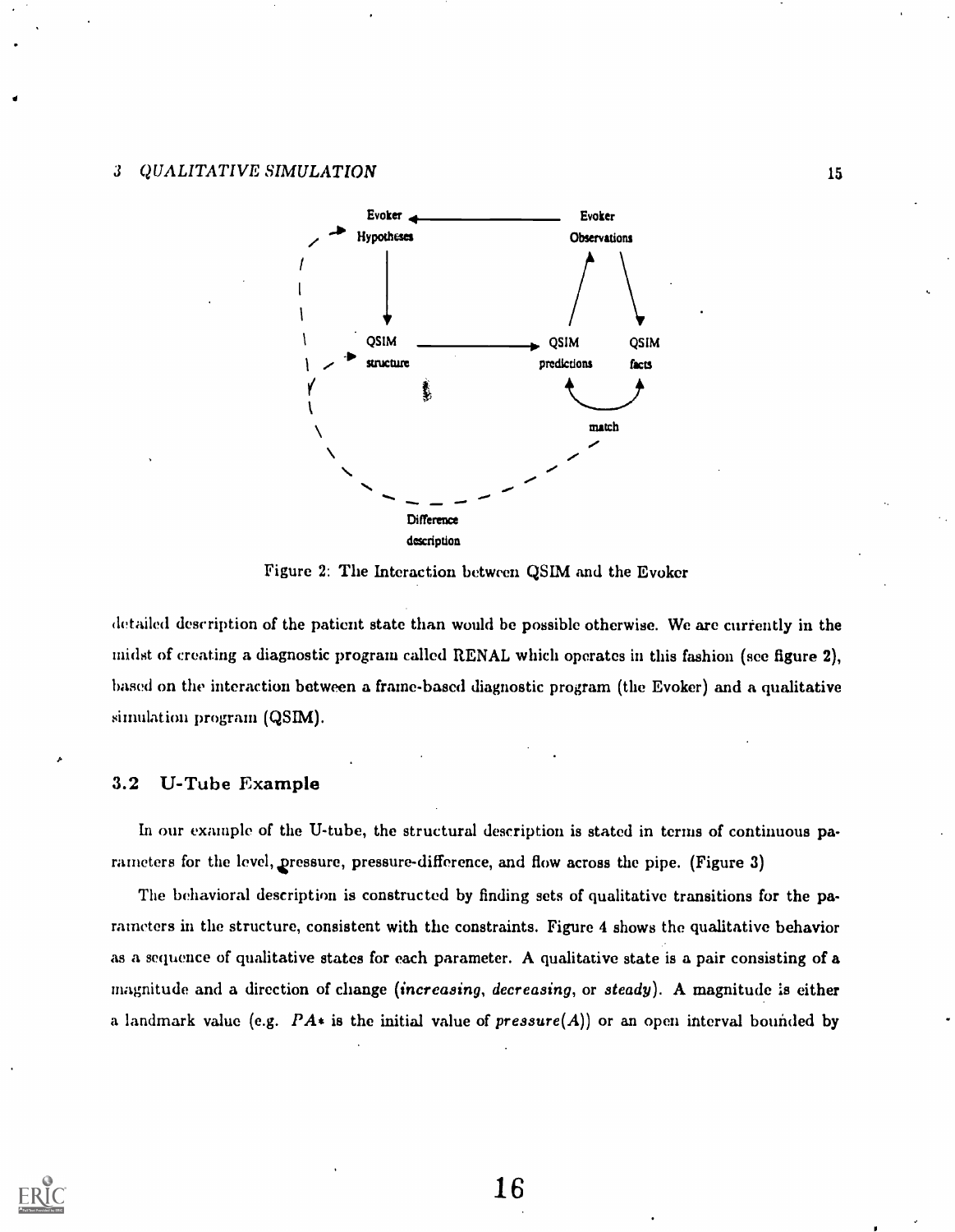Evoker Hypotheses → QSIM structure → QSIM predictions; Evoker Observations; QSIM facts; match; Difference description

Figure 2: The Interaction between QSIM and the Evoker

detailed description of the patient state than would be possible otherwise. We are currently in the midst of creating a diagnostic program called RENAL which operates in this fashion (see figure 2), based on the interaction between a frame-based diagnostic program (the Evoker) and a qualitative simulation program (QSIM).

### 3.2 U-Tube Example

In our example of the U-tube, the structural description is stated in terms of continuous parameters for the level, pressure, pressure-difference, and flow across the pipe. (Figure 3)

The behavioral description is constructed by finding sets of qualitative transitions for the parameters in the structure, consistent with the constraints. Figure 4 shows the qualitative behavior as a sequence of qualitative states for each parameter. A qualitative state is a pair consisting of a magnitude and a direction of change (*increasing*, *decreasing*, or *steady*). A magnitude is either a landmark value (e.g. $PA*$ is the initial value of *pressure*($A$)) or an open interval bounded by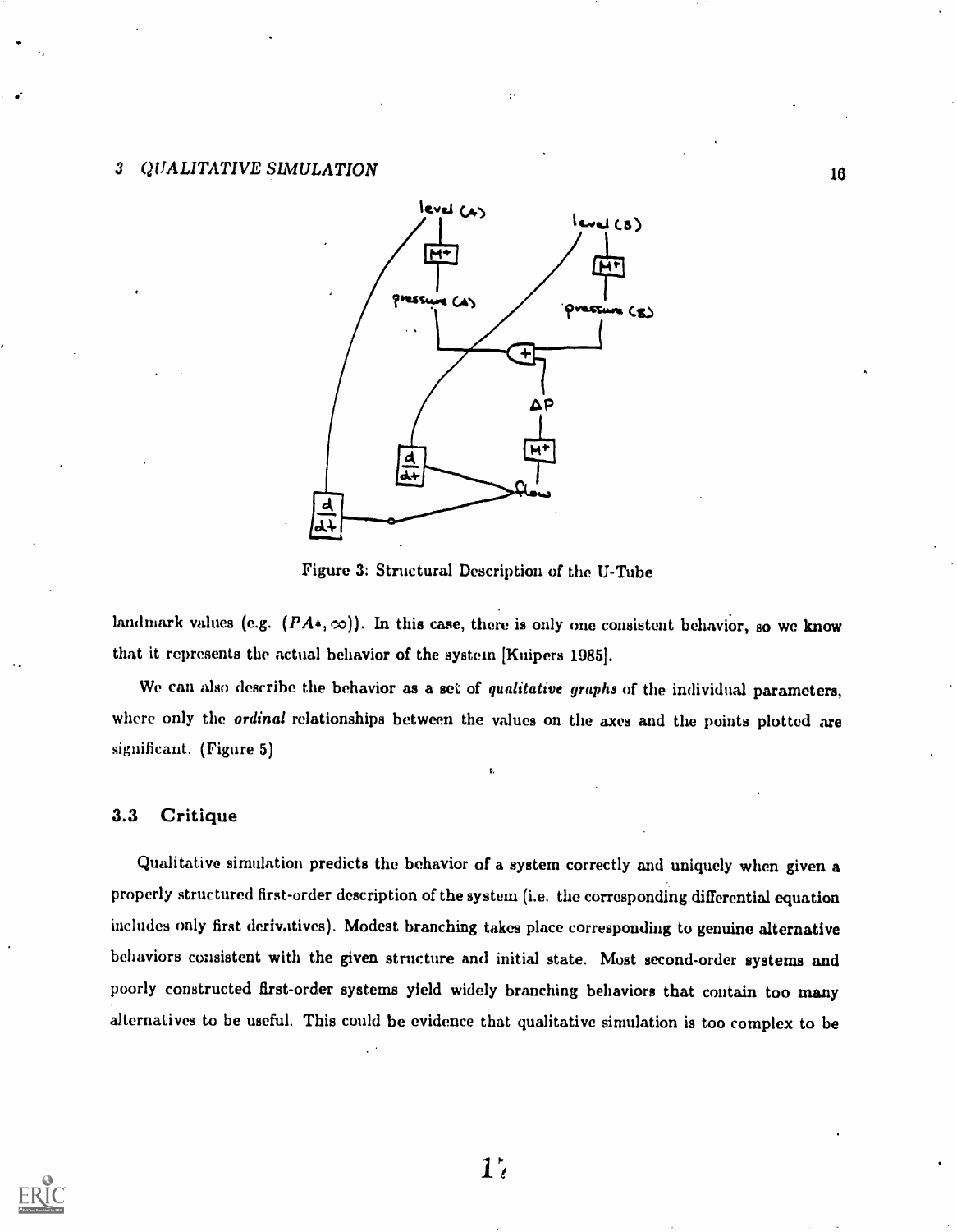Figure 3: Structural Description of the U-Tube

landmark values (e.g. $(PA*, \infty)$). In this case, there is only one consistent behavior, so we know that it represents the actual behavior of the system [Kuipers 1985].

We can also describe the behavior as a set of *qualitative graphs* of the individual parameters, where only the *ordinal* relationships between the values on the axes and the points plotted are significant. (Figure 5)

### 3.3 Critique

Qualitative simulation predicts the behavior of a system correctly and uniquely when given a properly structured first-order description of the system (i.e. the corresponding differential equation includes only first derivatives). Modest branching takes place corresponding to genuine alternative behaviors consistent with the given structure and initial state. Most second-order systems and poorly constructed first-order systems yield widely branching behaviors that contain too many alternatives to be useful. This could be evidence that qualitative simulation is too complex to be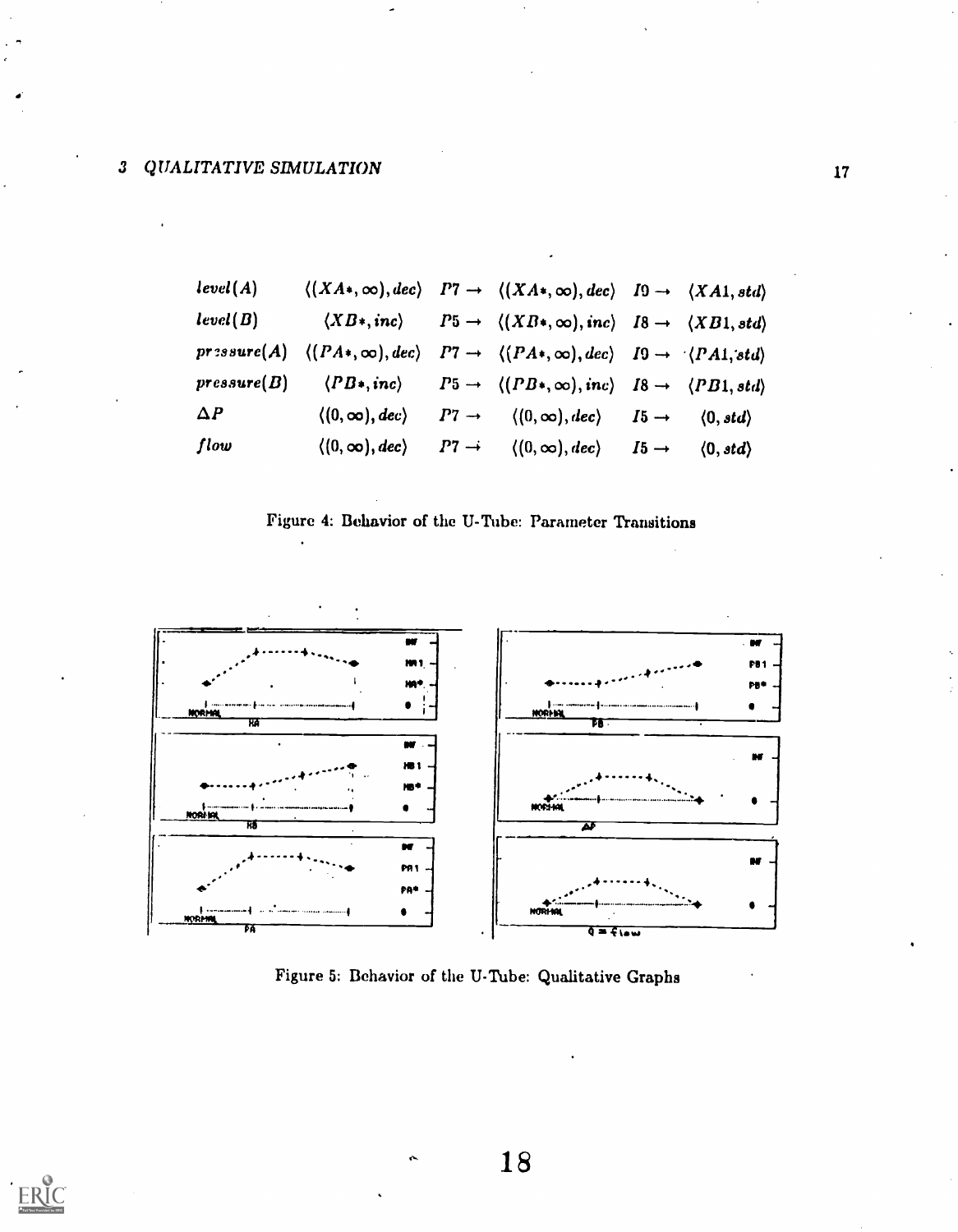| | | | | | |
|---|---|---|---|---|---|
| $level(A)$ | $\langle (XA*, \infty), dec \rangle$ | $P7 \rightarrow$ | $\langle (XA*, \infty), dec \rangle$ | $I9 \rightarrow$ | $\langle XA1, std \rangle$ |
| $level(B)$ | $\langle XB*, inc \rangle$ | $P5 \rightarrow$ | $\langle (XB*, \infty), inc \rangle$ | $I8 \rightarrow$ | $\langle XB1, std \rangle$ |
| $pressure(A)$ | $\langle (PA*, \infty), dec \rangle$ | $P7 \rightarrow$ | $\langle (PA*, \infty), dec \rangle$ | $I9 \rightarrow$ | $\langle PA1, std \rangle$ |
| $pressure(B)$ | $\langle PB*, inc \rangle$ | $P5 \rightarrow$ | $\langle (PB*, \infty), inc \rangle$ | $I8 \rightarrow$ | $\langle PB1, std \rangle$ |
| $\Delta P$ | $\langle (0, \infty), dec \rangle$ | $P7 \rightarrow$ | $\langle (0, \infty), dec \rangle$ | $I5 \rightarrow$ | $\langle 0, std \rangle$ |
| $flow$ | $\langle (0, \infty), dec \rangle$ | $P7 \rightarrow$ | $\langle (0, \infty), dec \rangle$ | $I5 \rightarrow$ | $\langle 0, std \rangle$ |

Figure 4: Behavior of the U-Tube: Parameter Transitions

Figure 5: Behavior of the U-Tube: Qualitative Graphs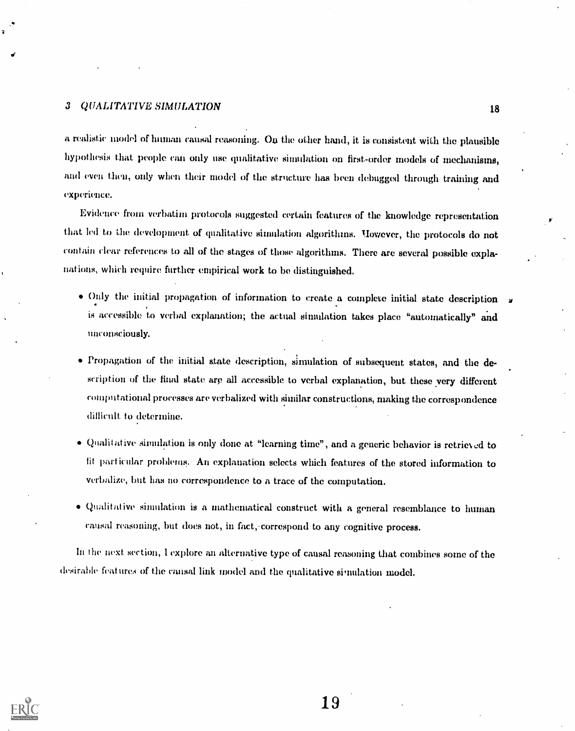a realistic model of human causal reasoning. On the other hand, it is consistent with the plausible hypothesis that people can only use qualitative simulation on first-order models of mechanisms, and even then, only when their model of the structure has been debugged through training and experience.

Evidence from verbatim protocols suggested certain features of the knowledge representation that led to the development of qualitative simulation algorithms. However, the protocols do not contain clear references to all of the stages of those algorithms. There are several possible explanations, which require further empirical work to be distinguished.

- Only the initial propagation of information to create a complete initial state description is accessible to verbal explanation; the actual simulation takes place "automatically" and unconsciously.
- Propagation of the initial state description, simulation of subsequent states, and the description of the final state are all accessible to verbal explanation, but these very different computational processes are verbalized with similar constructions, making the correspondence difficult to determine.
- Qualitative simulation is only done at "learning time", and a generic behavior is retrieved to fit particular problems. An explanation selects which features of the stored information to verbalize, but has no correspondence to a trace of the computation.
- Qualitative simulation is a mathematical construct with a general resemblance to human causal reasoning, but does not, in fact, correspond to any cognitive process.

In the next section, I explore an alternative type of causal reasoning that combines some of the desirable features of the causal link model and the qualitative simulation model.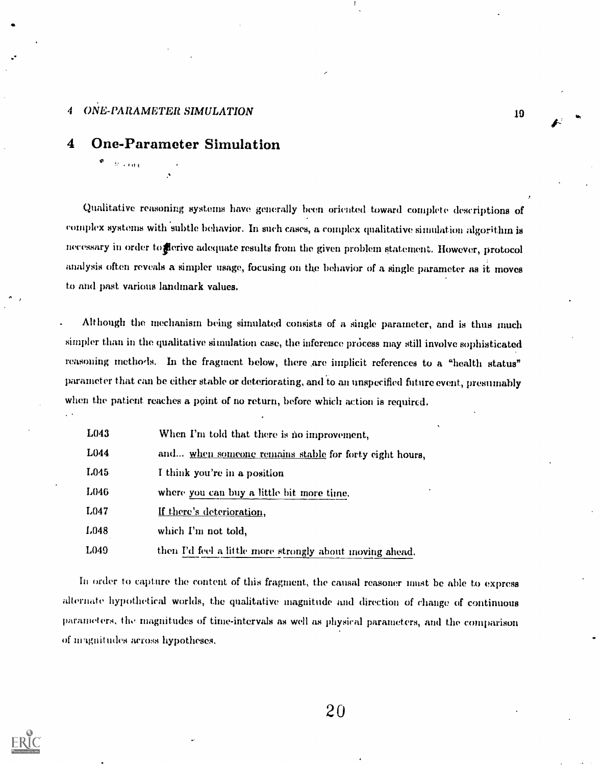# 4 One-Parameter Simulation

Qualitative reasoning systems have generally been oriented toward complete descriptions of complex systems with subtle behavior. In such cases, a complex qualitative simulation algorithm is necessary in order to derive adequate results from the given problem statement. However, protocol analysis often reveals a simpler usage, focusing on the behavior of a single parameter as it moves to and past various landmark values.

Although the mechanism being simulated consists of a single parameter, and is thus much simpler than in the qualitative simulation case, the inference process may still involve sophisticated reasoning methods. In the fragment below, there are implicit references to a "health status" parameter that can be either stable or deteriorating, and to an unspecified future event, presumably when the patient reaches a point of no return, before which action is required.

| | |
|---|---|
| L043 | When I'm told that there is no improvement, |
| L044 | and... <u>when someone remains stable</u> for forty eight hours, |
| L045 | I think you're in a position |
| L046 | where <u>you can buy a little bit more time.</u> |
| L047 | <u>If there's deterioration,</u> |
| L048 | which I'm not told, |
| L049 | then <u>I'd feel a little more strongly about moving ahead.</u> |

In order to capture the content of this fragment, the causal reasoner must be able to express alternate hypothetical worlds, the qualitative magnitude and direction of change of continuous parameters, the magnitudes of time-intervals as well as physical parameters, and the comparison of magnitudes across hypotheses.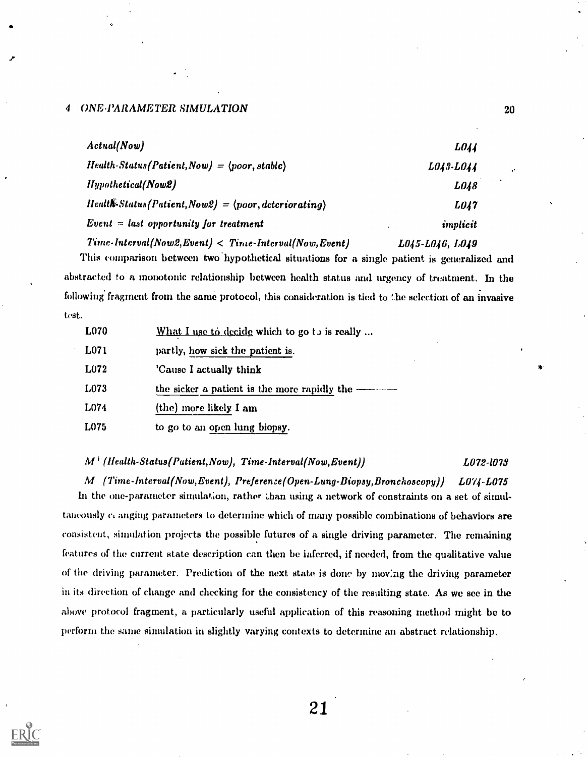| | |
|---|---|
| *Actual(Now)* | *L044* |
| *Health-Status(Patient,Now) = ⟨poor, stable⟩* | *L043-L044* |
| *Hypothetical(Now2)* | *L048* |
| *Health-Status(Patient,Now2) = ⟨poor, deteriorating⟩* | *L047* |
| *Event = last opportunity for treatment* | *implicit* |
| *Time-Interval(Now2,Event) < Time-Interval(Now,Event)* | *L045-L046, L049* |

This comparison between two hypothetical situations for a single patient is generalized and abstracted to a monotonic relationship between health status and urgency of treatment. In the following fragment from the same protocol, this consideration is tied to the selection of an invasive test.

| | |
|---|---|
| L070 | What I use to decide which to go to is really ... |
| L071 | partly, how sick the patient is. |
| L072 | 'Cause I actually think |
| L073 | the sicker a patient is the more rapidly the ——— |
| L074 | (the) more likely I am |
| L075 | to go to an open lung biopsy. |

*$M^+$ (Health-Status(Patient,Now), Time-Interval(Now,Event))* *L072-L073*

*M (Time-Interval(Now,Event), Preference(Open-Lung-Biopsy,Bronchoscopy))* *L074-L075*

In the one-parameter simulation, rather than using a network of constraints on a set of simultaneously changing parameters to determine which of many possible combinations of behaviors are consistent, simulation projects the possible futures of a single driving parameter. The remaining features of the current state description can then be inferred, if needed, from the qualitative value of the driving parameter. Prediction of the next state is done by moving the driving parameter in its direction of change and checking for the consistency of the resulting state. As we see in the above protocol fragment, a particularly useful application of this reasoning method might be to perform the same simulation in slightly varying contexts to determine an abstract relationship.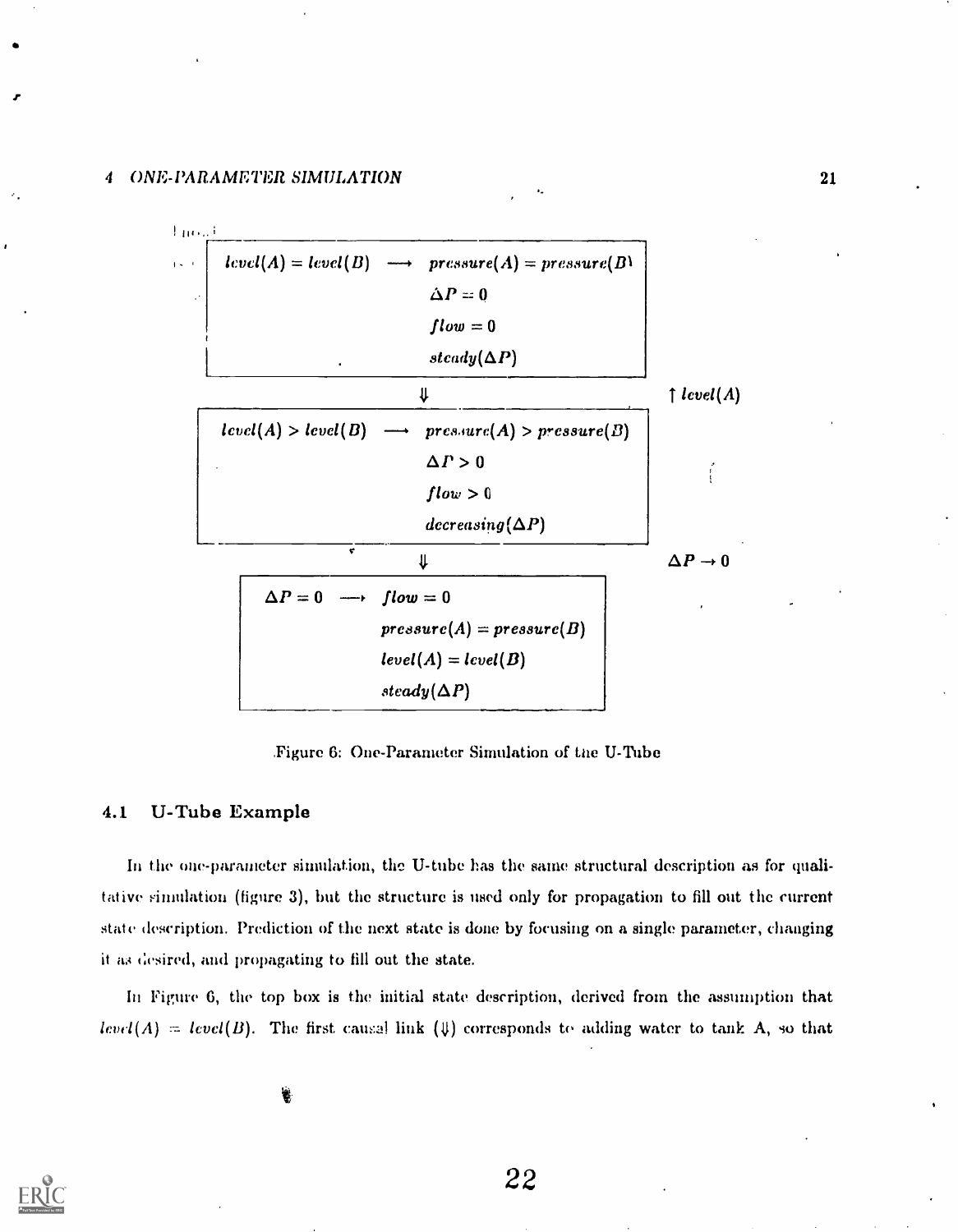$$level(A) = level(B) \longrightarrow pressure(A) = pressure(B)$$
$$\Delta P = 0$$
$$flow = 0$$
$$steady(\Delta P)$$

$\Downarrow$ $\quad \uparrow level(A)$

$$level(A) > level(B) \longrightarrow pressure(A) > pressure(B)$$
$$\Delta P > 0$$
$$flow > 0$$
$$decreasing(\Delta P)$$

$\Downarrow$ $\quad \Delta P \rightarrow 0$

$$\Delta P = 0 \longrightarrow flow = 0$$
$$pressure(A) = pressure(B)$$
$$level(A) = level(B)$$
$$steady(\Delta P)$$

Figure 6: One-Parameter Simulation of the U-Tube

### 4.1 U-Tube Example

In the one-parameter simulation, the U-tube has the same structural description as for qualitative simulation (figure 3), but the structure is used only for propagation to fill out the current state description. Prediction of the next state is done by focusing on a single parameter, changing it as desired, and propagating to fill out the state.

In Figure 6, the top box is the initial state description, derived from the assumption that $level(A) = level(B)$. The first causal link ($\Downarrow$) corresponds to adding water to tank A, so that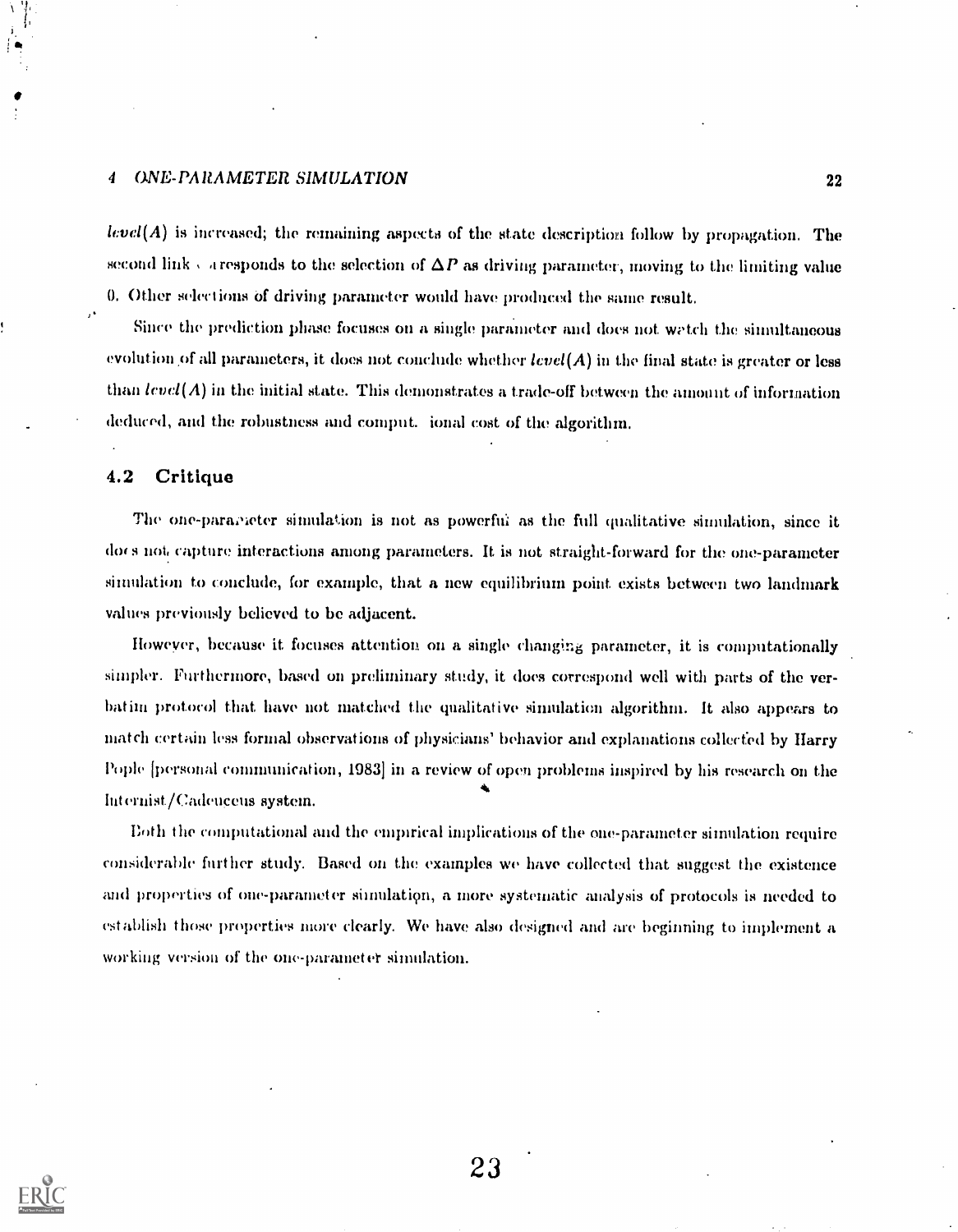$level(A)$ is increased; the remaining aspects of the state description follow by propagation. The second link corresponds to the selection of $\Delta P$ as driving parameter, moving to the limiting value 0. Other selections of driving parameter would have produced the same result.

Since the prediction phase focuses on a single parameter and does not watch the simultaneous evolution of all parameters, it does not conclude whether $level(A)$ in the final state is greater or less than $level(A)$ in the initial state. This demonstrates a trade-off between the amount of information deduced, and the robustness and computational cost of the algorithm.

## 4.2 Critique

The one-parameter simulation is not as powerful as the full qualitative simulation, since it does not capture interactions among parameters. It is not straight-forward for the one-parameter simulation to conclude, for example, that a new equilibrium point exists between two landmark values previously believed to be adjacent.

However, because it focuses attention on a single changing parameter, it is computationally simpler. Furthermore, based on preliminary study, it does correspond well with parts of the verbatim protocol that have not matched the qualitative simulation algorithm. It also appears to match certain less formal observations of physicians' behavior and explanations collected by Harry Pople [personal communication, 1983] in a review of open problems inspired by his research on the Internist/Caduceus system.

Both the computational and the empirical implications of the one-parameter simulation require considerable further study. Based on the examples we have collected that suggest the existence and properties of one-parameter simulation, a more systematic analysis of protocols is needed to establish those properties more clearly. We have also designed and are beginning to implement a working version of the one-parameter simulation.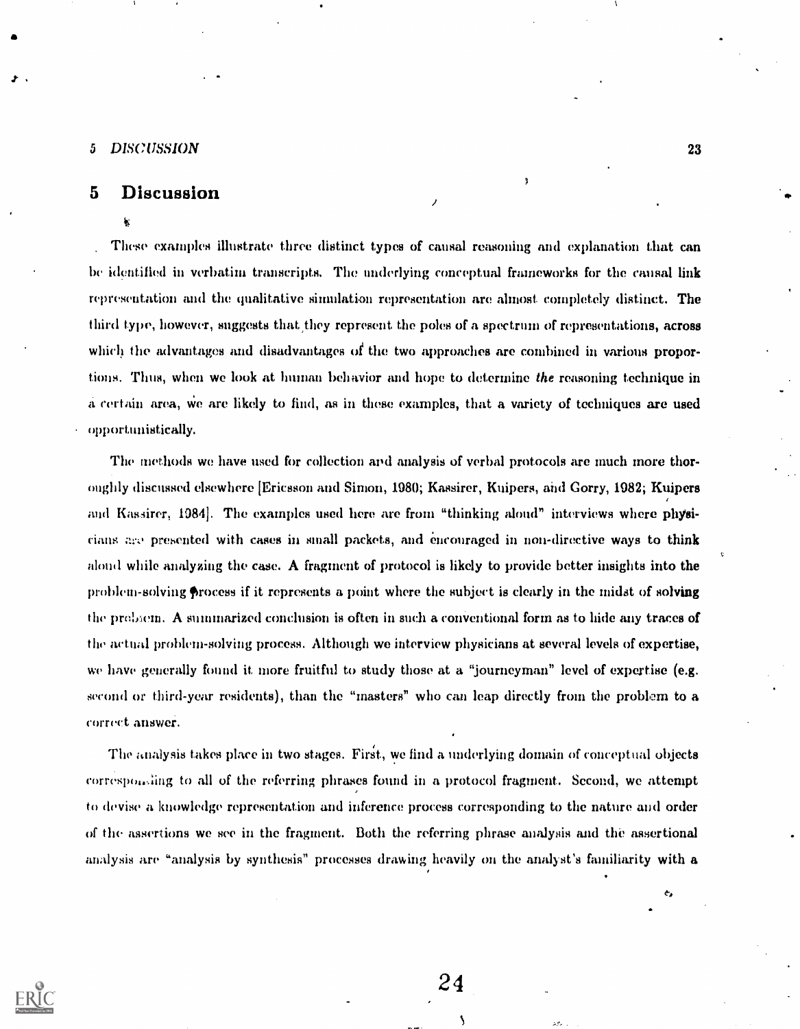## 5 Discussion

These examples illustrate three distinct types of causal reasoning and explanation that can be identified in verbatim transcripts. The underlying conceptual frameworks for the causal link representation and the qualitative simulation representation are almost completely distinct. The third type, however, suggests that they represent the poles of a spectrum of representations, across which the advantages and disadvantages of the two approaches are combined in various proportions. Thus, when we look at human behavior and hope to determine *the* reasoning technique in a certain area, we are likely to find, as in these examples, that a variety of techniques are used opportunistically.

The methods we have used for collection and analysis of verbal protocols are much more thoroughly discussed elsewhere [Ericsson and Simon, 1980; Kassirer, Kuipers, and Gorry, 1982; Kuipers and Kassirer, 1984]. The examples used here are from "thinking aloud" interviews where physicians are presented with cases in small packets, and encouraged in non-directive ways to think aloud while analyzing the case. A fragment of protocol is likely to provide better insights into the problem-solving process if it represents a point where the subject is clearly in the midst of solving the problem. A summarized conclusion is often in such a conventional form as to hide any traces of the actual problem-solving process. Although we interview physicians at several levels of expertise, we have generally found it more fruitful to study those at a "journeyman" level of expertise (e.g. second or third-year residents), than the "masters" who can leap directly from the problem to a correct answer.

The analysis takes place in two stages. First, we find a underlying domain of conceptual objects corresponding to all of the referring phrases found in a protocol fragment. Second, we attempt to devise a knowledge representation and inference process corresponding to the nature and order of the assertions we see in the fragment. Both the referring phrase analysis and the assertional analysis are "analysis by synthesis" processes drawing heavily on the analyst's familiarity with a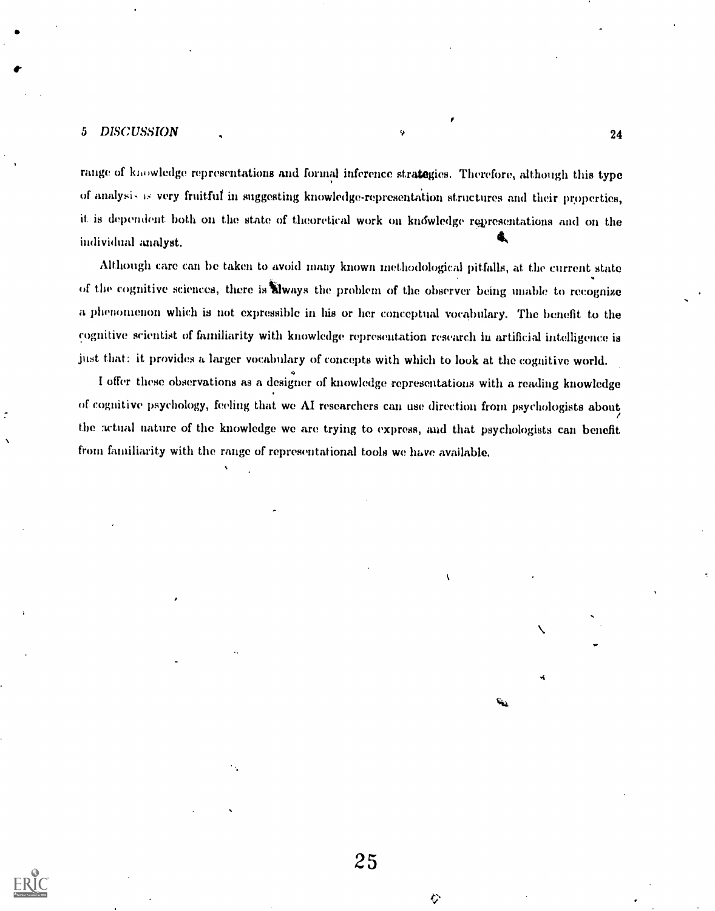range of knowledge representations and formal inference strategies. Therefore, although this type of analysis is very fruitful in suggesting knowledge-representation structures and their properties, it is dependent both on the state of theoretical work on knowledge representations and on the individual analyst.

Although care can be taken to avoid many known methodological pitfalls, at the current state of the cognitive sciences, there is always the problem of the observer being unable to recognize a phenomenon which is not expressible in his or her conceptual vocabulary. The benefit to the cognitive scientist of familiarity with knowledge representation research in artificial intelligence is just that: it provides a larger vocabulary of concepts with which to look at the cognitive world.

I offer these observations as a designer of knowledge representations with a reading knowledge of cognitive psychology, feeling that we AI researchers can use direction from psychologists about the actual nature of the knowledge we are trying to express, and that psychologists can benefit from familiarity with the range of representational tools we have available.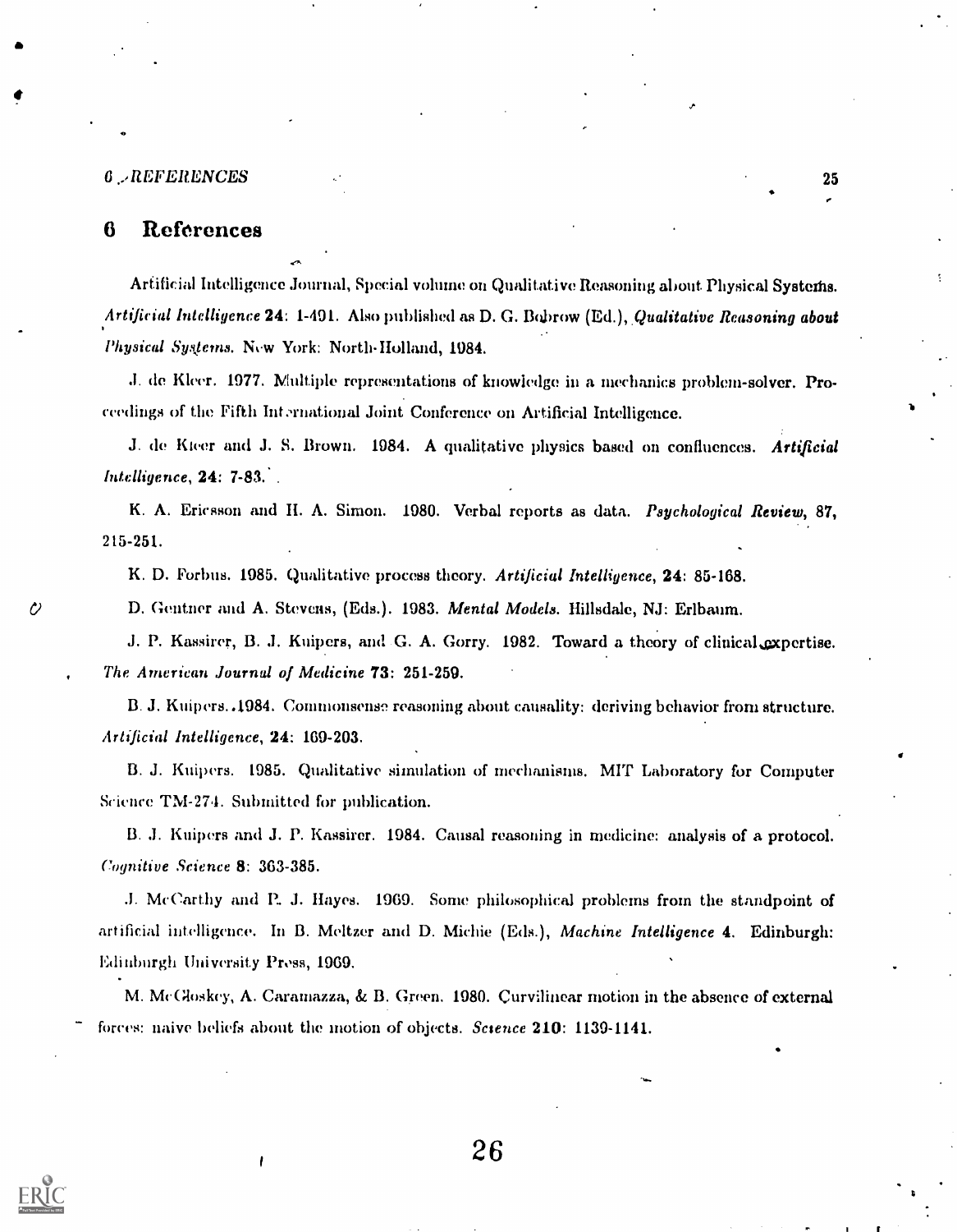## 6 References

Artificial Intelligence Journal, Special volume on Qualitative Reasoning about Physical Systems. *Artificial Intelligence* **24**: 1-491. Also published as D. G. Bobrow (Ed.), *Qualitative Reasoning about Physical Systems*. New York: North-Holland, 1984.

J. de Kleer. 1977. Multiple representations of knowledge in a mechanics problem-solver. Proceedings of the Fifth International Joint Conference on Artificial Intelligence.

J. de Kleer and J. S. Brown. 1984. A qualitative physics based on confluences. *Artificial Intelligence*, **24**: 7-83.

K. A. Ericsson and H. A. Simon. 1980. Verbal reports as data. *Psychological Review*, 87, 215-251.

K. D. Forbus. 1985. Qualitative process theory. *Artificial Intelligence*, **24**: 85-168.

D. Gentner and A. Stevens, (Eds.). 1983. *Mental Models*. Hillsdale, NJ: Erlbaum.

J. P. Kassirer, B. J. Kuipers, and G. A. Gorry. 1982. Toward a theory of clinical expertise. *The American Journal of Medicine* **73**: 251-259.

B. J. Kuipers. 1984. Commonsense reasoning about causality: deriving behavior from structure. *Artificial Intelligence*, **24**: 169-203.

B. J. Kuipers. 1985. Qualitative simulation of mechanisms. MIT Laboratory for Computer Science TM-274. Submitted for publication.

B. J. Kuipers and J. P. Kassirer. 1984. Causal reasoning in medicine: analysis of a protocol. *Cognitive Science* **8**: 363-385.

J. McCarthy and P. J. Hayes. 1969. Some philosophical problems from the standpoint of artificial intelligence. In B. Meltzer and D. Michie (Eds.), *Machine Intelligence* **4**. Edinburgh: Edinburgh University Press, 1969.

M. McCloskey, A. Caramazza, & B. Green. 1980. Curvilinear motion in the absence of external forces: naive beliefs about the motion of objects. *Science* **210**: 1139-1141.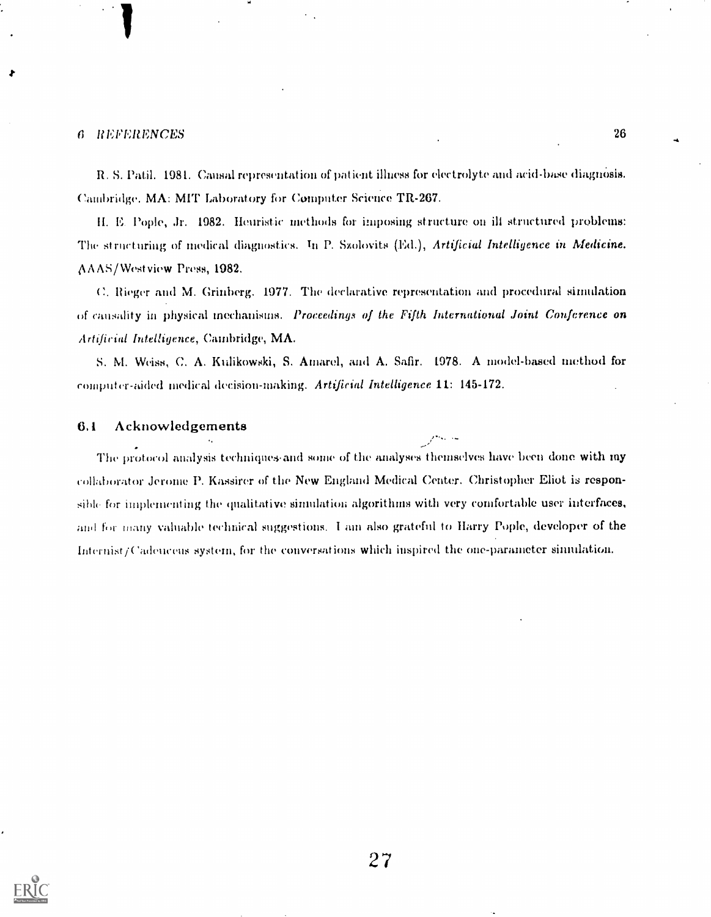R. S. Patil. 1981. Causal representation of patient illness for electrolyte and acid-base diagnosis. Cambridge, MA: MIT Laboratory for Computer Science TR-267.

H. E. Pople, Jr. 1982. Heuristic methods for imposing structure on ill structured problems: The structuring of medical diagnostics. In P. Szolovits (Ed.), *Artificial Intelligence in Medicine*. AAAS/Westview Press, 1982.

C. Rieger and M. Grinberg. 1977. The declarative representation and procedural simulation of causality in physical mechanisms. *Proceedings of the Fifth International Joint Conference on Artificial Intelligence*, Cambridge, MA.

S. M. Weiss, C. A. Kulikowski, S. Amarel, and A. Safir. 1978. A model-based method for computer-aided medical decision-making. *Artificial Intelligence* 11: 145-172.

## 6.1 Acknowledgements

The protocol analysis techniques and some of the analyses themselves have been done with my collaborator Jerome P. Kassirer of the New England Medical Center. Christopher Eliot is responsible for implementing the qualitative simulation algorithms with very comfortable user interfaces, and for many valuable technical suggestions. I am also grateful to Harry Pople, developer of the Internist/Caduceus system, for the conversations which inspired the one-parameter simulation.